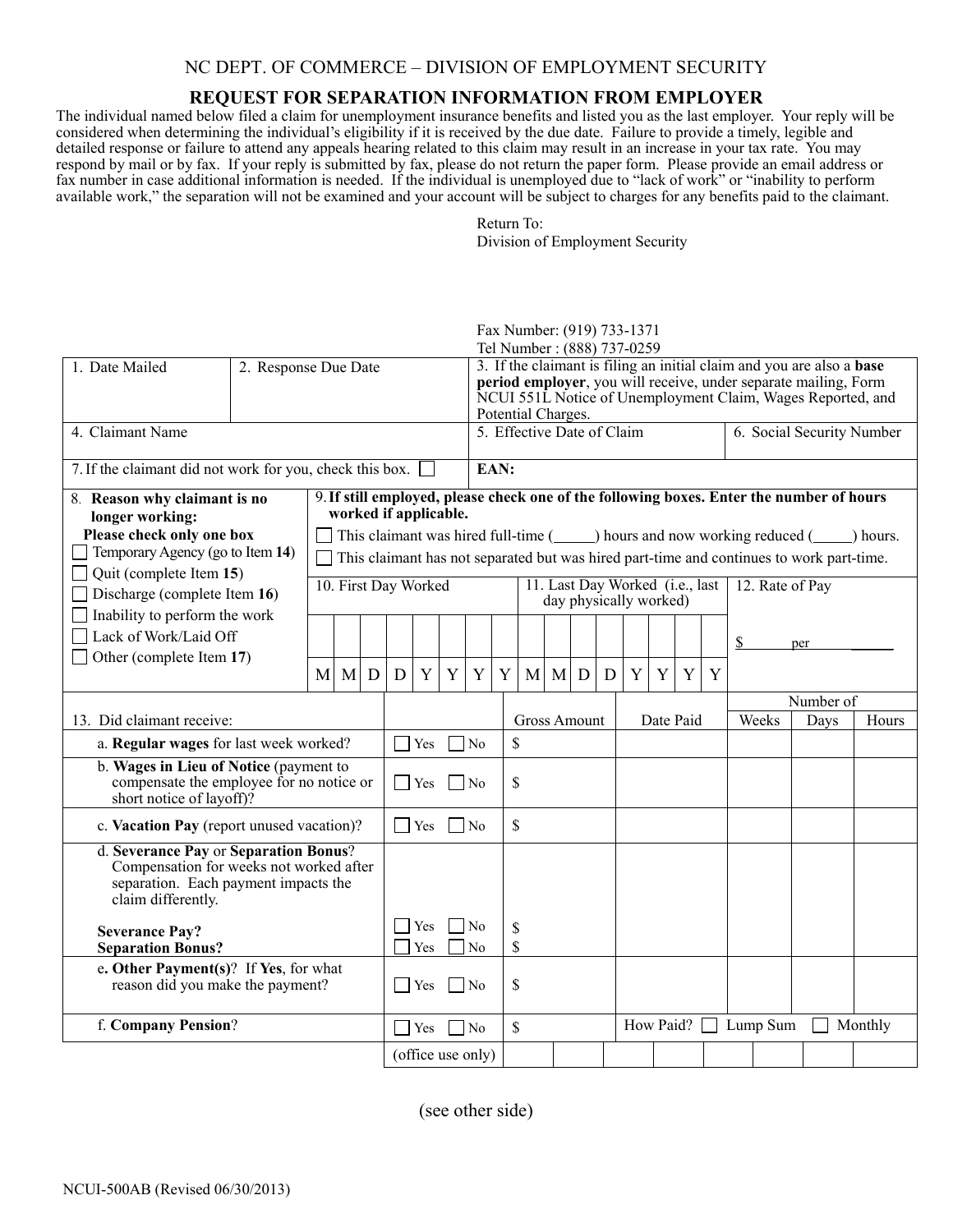NC DEPT. OF COMMERCE – DIVISION OF EMPLOYMENT SECURITY

## REQUEST FOR SEPARATION INFORMATION FROM EMPLOYER

The individual named below filed a claim for unemployment insurance benefits and listed you as the last employer. Your reply will be considered when determining the individual's eligibility if it is received by the due date. Failure to provide a timely, legible and detailed response or failure to attend any appeals hearing related to this claim may result in an increase in your tax rate. You may respond by mail or by fax. If your reply is submitted by fax, please do not return the paper form. Please provide an email address or fax number in case additional information is needed. If the individual is unemployed due to "lack of work" or "inability to perform available work," the separation will not be examined and your account will be subject to charges for any benefits paid to the claimant.

Return To:
Division of Employment Security

Fax Number: (919) 733-1371
Tel Number : (888) 737-0259

| 1. Date Mailed | 2. Response Due Date | 3. If the claimant is filing an initial claim and you are also a **base period employer**, you will receive, under separate mailing, Form NCUI 551L Notice of Unemployment Claim, Wages Reported, and Potential Charges. | |
|---|---|---|---|
| 4. Claimant Name | | 5. Effective Date of Claim | 6. Social Security Number |
| 7. If the claimant did not work for you, check this box. ☐ | | **EAN:** | |

**8. Reason why claimant is no longer working:**
**Please check only one box**
- ☐ Temporary Agency (go to Item **14**)
- ☐ Quit (complete Item **15**)
- ☐ Discharge (complete Item **16**)
- ☐ Inability to perform the work
- ☐ Lack of Work/Laid Off
- ☐ Other (complete Item **17**)

**9. If still employed, please check one of the following boxes. Enter the number of hours worked if applicable.**
- ☐ This claimant was hired full-time (_____) hours and now working reduced (_____) hours.
- ☐ This claimant has not separated but was hired part-time and continues to work part-time.

| 10. First Day Worked | 11. Last Day Worked (i.e., last day physically worked) | 12. Rate of Pay |
|---|---|---|
| M M D D Y Y Y Y | M M D D Y Y Y Y | $ per ______ |

| 13. Did claimant receive: | | Gross Amount | Date Paid | Number of Weeks | Number of Days | Number of Hours |
|---|---|---|---|---|---|---|
| a. **Regular wages** for last week worked? | ☐ Yes ☐ No | $ | | | | |
| b. **Wages in Lieu of Notice** (payment to compensate the employee for no notice or short notice of layoff)? | ☐ Yes ☐ No | $ | | | | |
| c. **Vacation Pay** (report unused vacation)? | ☐ Yes ☐ No | $ | | | | |
| d. **Severance Pay** or **Separation Bonus**? Compensation for weeks not worked after separation. Each payment impacts the claim differently. **Severance Pay?** | ☐ Yes ☐ No | $ | | | | |
| **Separation Bonus?** | ☐ Yes ☐ No | $ | | | | |
| e. **Other Payment(s)**? If **Yes**, for what reason did you make the payment? | ☐ Yes ☐ No | $ | | | | |
| f. **Company Pension**? | ☐ Yes ☐ No | $ | How Paid? ☐ Lump Sum ☐ Monthly | | | |
| | (office use only) | | | | | |

(see other side)

NCUI-500AB (Revised 06/30/2013)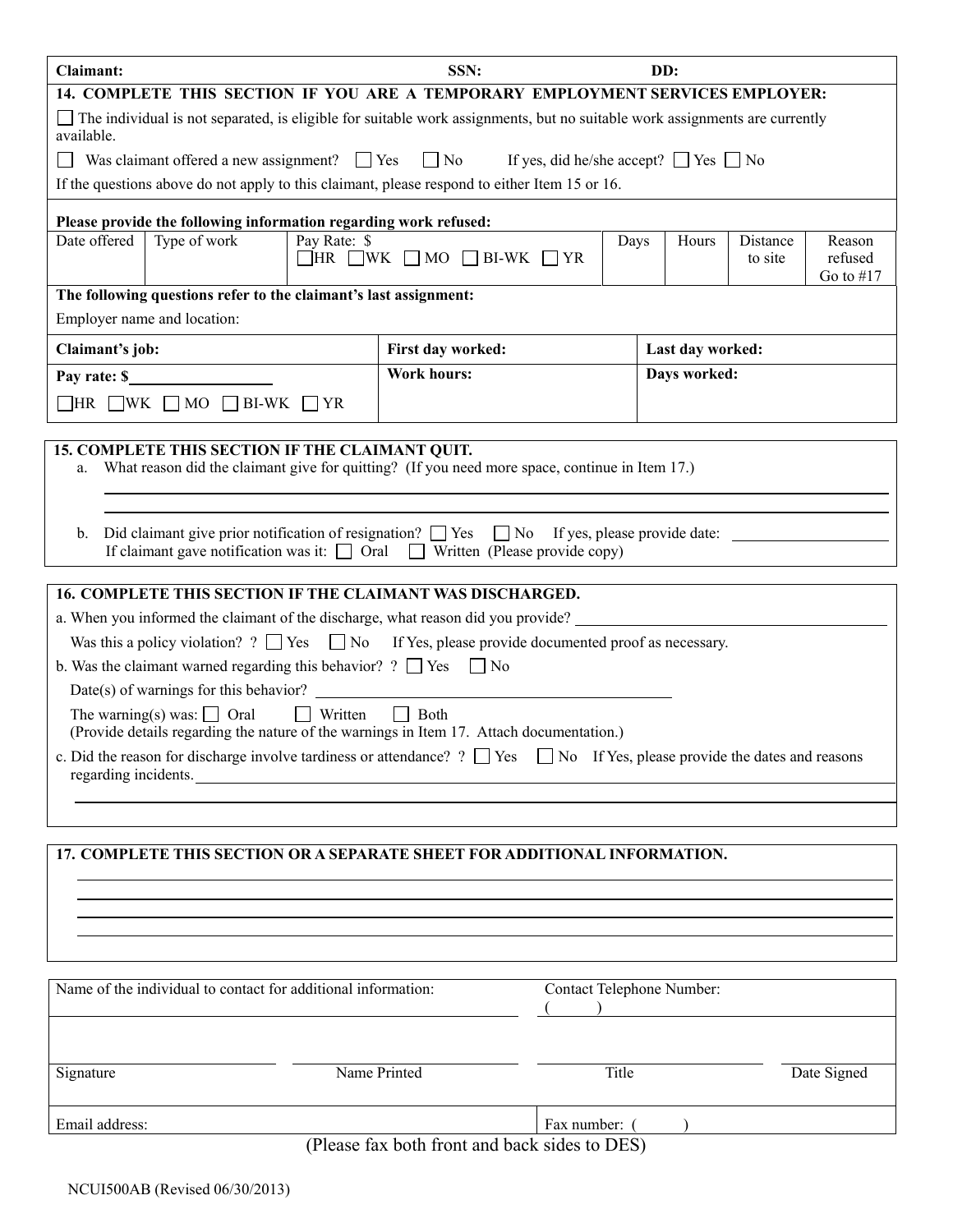| Claimant: | SSN: | DD: |
|---|---|---|

**14. COMPLETE THIS SECTION IF YOU ARE A TEMPORARY EMPLOYMENT SERVICES EMPLOYER:**

☐ The individual is not separated, is eligible for suitable work assignments, but no suitable work assignments are currently available.

☐ Was claimant offered a new assignment? ☐ Yes ☐ No If yes, did he/she accept? ☐ Yes ☐ No

If the questions above do not apply to this claimant, please respond to either Item 15 or 16.

**Please provide the following information regarding work refused:**

| Date offered | Type of work | Pay Rate: $ ☐HR ☐WK ☐ MO ☐ BI-WK ☐ YR | Days | Hours | Distance to site | Reason refused Go to #17 |
|---|---|---|---|---|---|---|
| | | | | | | |

**The following questions refer to the claimant's last assignment:**

Employer name and location:

| Claimant's job: | First day worked: | Last day worked: |
|---|---|---|
| Pay rate: $ ☐HR ☐WK ☐ MO ☐ BI-WK ☐ YR | Work hours: | Days worked: |

**15. COMPLETE THIS SECTION IF THE CLAIMANT QUIT.**

a. What reason did the claimant give for quitting? (If you need more space, continue in Item 17.)

b. Did claimant give prior notification of resignation? ☐ Yes ☐ No If yes, please provide date: \_\_\_\_\_\_\_\_\_\_
If claimant gave notification was it: ☐ Oral ☐ Written (Please provide copy)

**16. COMPLETE THIS SECTION IF THE CLAIMANT WAS DISCHARGED.**

a. When you informed the claimant of the discharge, what reason did you provide?

Was this a policy violation? ? ☐ Yes ☐ No If Yes, please provide documented proof as necessary.

b. Was the claimant warned regarding this behavior? ? ☐ Yes ☐ No

Date(s) of warnings for this behavior?

The warning(s) was: ☐ Oral ☐ Written ☐ Both
(Provide details regarding the nature of the warnings in Item 17. Attach documentation.)

c. Did the reason for discharge involve tardiness or attendance? ? ☐ Yes ☐ No If Yes, please provide the dates and reasons regarding incidents.

**17. COMPLETE THIS SECTION OR A SEPARATE SHEET FOR ADDITIONAL INFORMATION.**

| Name of the individual to contact for additional information: | | Contact Telephone Number: ( ) | |
|---|---|---|---|
| Signature | Name Printed | Title | Date Signed |
| Email address: | | Fax number: ( ) | |

(Please fax both front and back sides to DES)

NCUI500AB (Revised 06/30/2013)